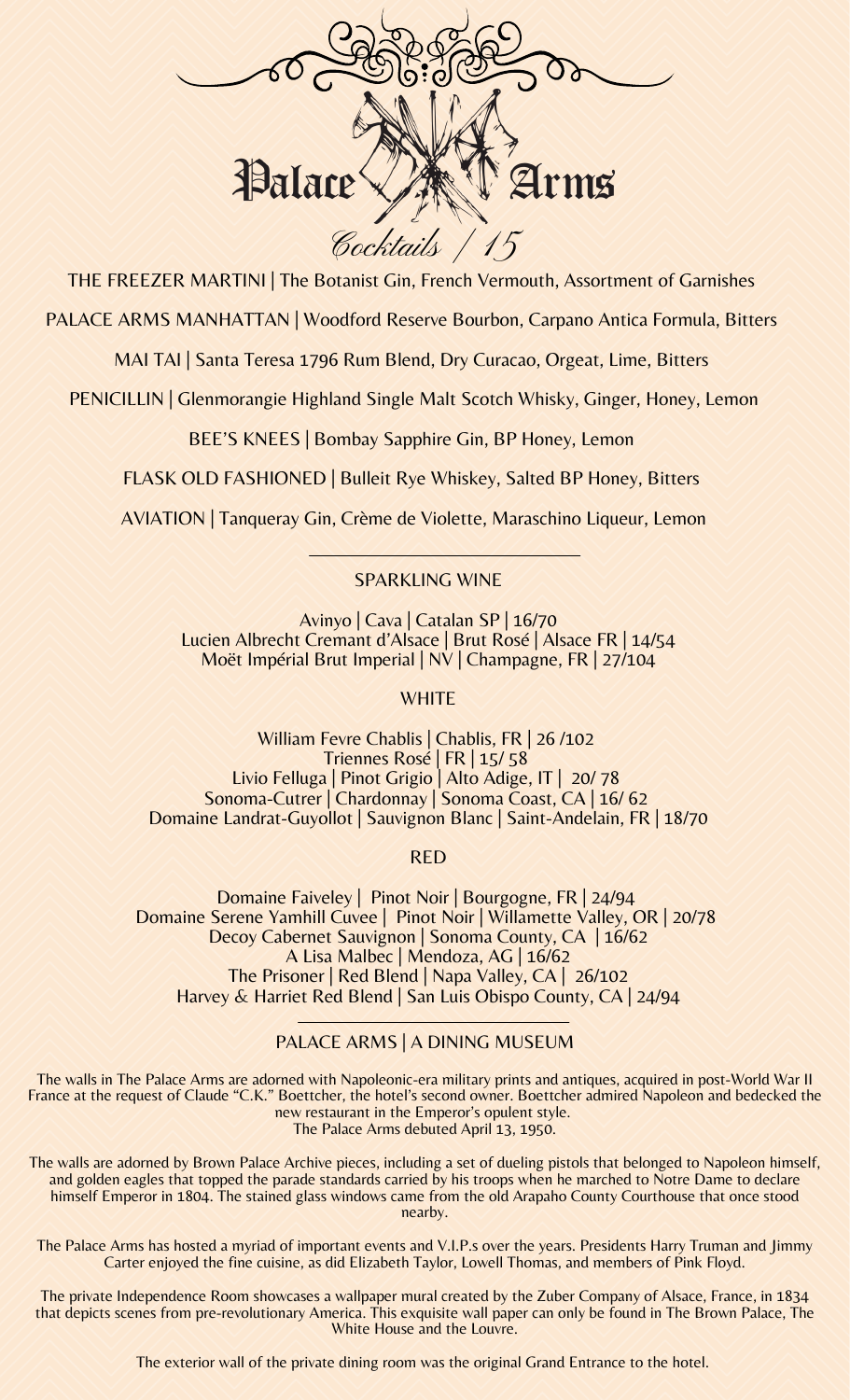# Palace Arms

## *Cocktails / 15*

THE FREEZER MARTINI | The Botanist Gin, French Vermouth, Assortment of Garnishes

PALACE ARMS MANHATTAN | Woodford Reserve Bourbon, Carpano Antica Formula, Bitters

MAI TAI | Santa Teresa 1796 Rum Blend, Dry Curacao, Orgeat, Lime, Bitters

PENICILLIN | Glenmorangie Highland Single Malt Scotch Whisky, Ginger, Honey, Lemon

BEE'S KNEES | Bombay Sapphire Gin, BP Honey, Lemon

FLASK OLD FASHIONED | Bulleit Rye Whiskey, Salted BP Honey, Bitters

AVIATION | Tanqueray Gin, Crème de Violette, Maraschino Liqueur, Lemon

---

## SPARKLING WINE

Avinyo | Cava | Catalan SP | 16/70
Lucien Albrecht Cremant d'Alsace | Brut Rosé | Alsace FR | 14/54
Moët Impérial Brut Imperial | NV | Champagne, FR | 27/104

## WHITE

William Fevre Chablis | Chablis, FR | 26 /102
Triennes Rosé | FR | 15/ 58
Livio Felluga | Pinot Grigio | Alto Adige, IT | 20/ 78
Sonoma-Cutrer | Chardonnay | Sonoma Coast, CA | 16/ 62
Domaine Landrat-Guyollot | Sauvignon Blanc | Saint-Andelain, FR | 18/70

## RED

Domaine Faiveley | Pinot Noir | Bourgogne, FR | 24/94
Domaine Serene Yamhill Cuvee | Pinot Noir | Willamette Valley, OR | 20/78
Decoy Cabernet Sauvignon | Sonoma County, CA | 16/62
A Lisa Malbec | Mendoza, AG | 16/62
The Prisoner | Red Blend | Napa Valley, CA | 26/102
Harvey & Harriet Red Blend | San Luis Obispo County, CA | 24/94

---

## PALACE ARMS | A DINING MUSEUM

The walls in The Palace Arms are adorned with Napoleonic-era military prints and antiques, acquired in post-World War II France at the request of Claude "C.K." Boettcher, the hotel's second owner. Boettcher admired Napoleon and bedecked the new restaurant in the Emperor's opulent style.
The Palace Arms debuted April 13, 1950.

The walls are adorned by Brown Palace Archive pieces, including a set of dueling pistols that belonged to Napoleon himself, and golden eagles that topped the parade standards carried by his troops when he marched to Notre Dame to declare himself Emperor in 1804. The stained glass windows came from the old Arapaho County Courthouse that once stood nearby.

The Palace Arms has hosted a myriad of important events and V.I.P.s over the years. Presidents Harry Truman and Jimmy Carter enjoyed the fine cuisine, as did Elizabeth Taylor, Lowell Thomas, and members of Pink Floyd.

The private Independence Room showcases a wallpaper mural created by the Zuber Company of Alsace, France, in 1834 that depicts scenes from pre-revolutionary America. This exquisite wall paper can only be found in The Brown Palace, The White House and the Louvre.

The exterior wall of the private dining room was the original Grand Entrance to the hotel.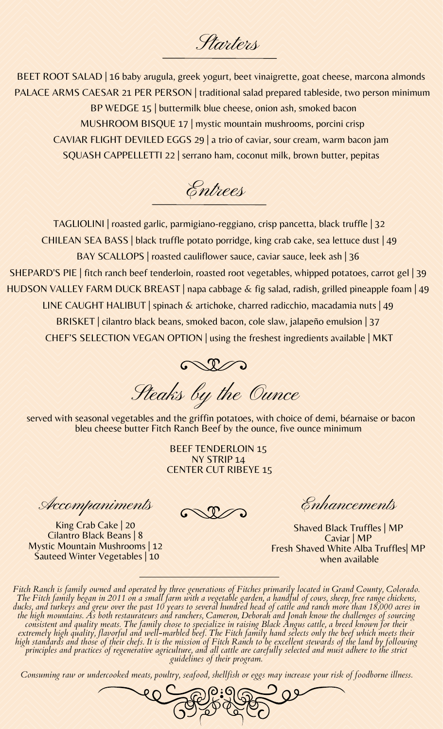## Starters

BEET ROOT SALAD | 16 baby arugula, greek yogurt, beet vinaigrette, goat cheese, marcona almonds

PALACE ARMS CAESAR 21 PER PERSON | traditional salad prepared tableside, two person minimum

BP WEDGE 15 | buttermilk blue cheese, onion ash, smoked bacon

MUSHROOM BISQUE 17 | mystic mountain mushrooms, porcini crisp

CAVIAR FLIGHT DEVILED EGGS 29 | a trio of caviar, sour cream, warm bacon jam

SQUASH CAPPELLETTI 22 | serrano ham, coconut milk, brown butter, pepitas

## Entrees

TAGLIOLINI | roasted garlic, parmigiano-reggiano, crisp pancetta, black truffle | 32

CHILEAN SEA BASS | black truffle potato porridge, king crab cake, sea lettuce dust | 49

BAY SCALLOPS | roasted cauliflower sauce, caviar sauce, leek ash | 36

SHEPARD'S PIE | fitch ranch beef tenderloin, roasted root vegetables, whipped potatoes, carrot gel | 39

HUDSON VALLEY FARM DUCK BREAST | napa cabbage & fig salad, radish, grilled pineapple foam | 49

LINE CAUGHT HALIBUT | spinach & artichoke, charred radicchio, macadamia nuts | 49

BRISKET | cilantro black beans, smoked bacon, cole slaw, jalapeño emulsion | 37

CHEF'S SELECTION VEGAN OPTION | using the freshest ingredients available | MKT

## Steaks by the Ounce

served with seasonal vegetables and the griffin potatoes, with choice of demi, béarnaise or bacon bleu cheese butter Fitch Ranch Beef by the ounce, five ounce minimum

BEEF TENDERLOIN 15
NY STRIP 14
CENTER CUT RIBEYE 15

## Accompaniments

King Crab Cake | 20
Cilantro Black Beans | 8
Mystic Mountain Mushrooms | 12
Sauteed Winter Vegetables | 10

## Enhancements

Shaved Black Truffles | MP
Caviar | MP
Fresh Shaved White Alba Truffles| MP
when available

*Fitch Ranch is family owned and operated by three generations of Fitches primarily located in Grand County, Colorado. The Fitch family began in 2011 on a small farm with a vegetable garden, a handful of cows, sheep, free range chickens, ducks, and turkeys and grew over the past 10 years to several hundred head of cattle and ranch more than 18,000 acres in the high mountains. As both restaurateurs and ranchers, Cameron, Deborah and Jonah know the challenges of sourcing consistent and quality meats. The family chose to specialize in raising Black Angus cattle, a breed known for their extremely high quality, flavorful and well-marbled beef. The Fitch family hand selects only the beef which meets their high standards and those of their chefs. It is the mission of Fitch Ranch to be excellent stewards of the land by following principles and practices of regenerative agriculture, and all cattle are carefully selected and must adhere to the strict guidelines of their program.*

*Consuming raw or undercooked meats, poultry, seafood, shellfish or eggs may increase your risk of foodborne illness.*